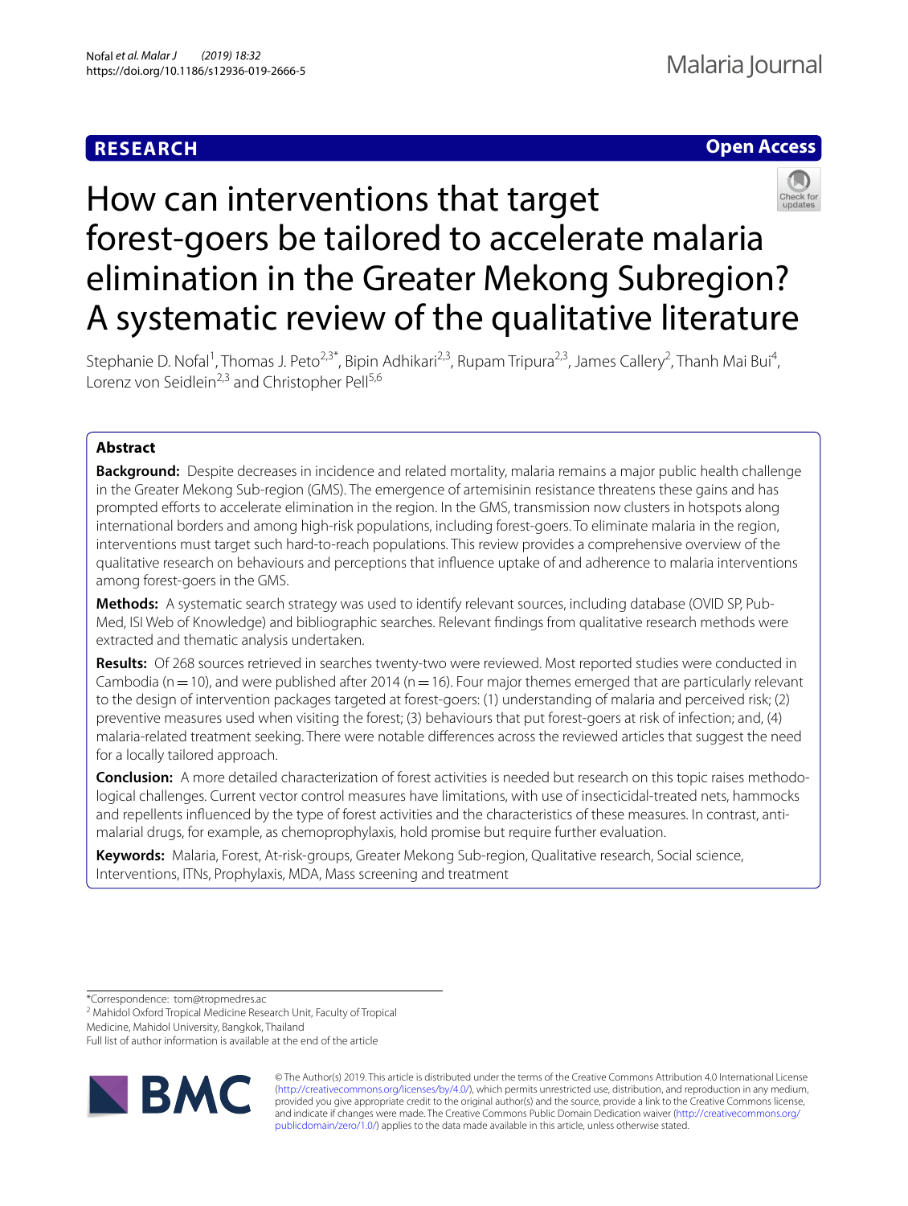**RESEARCH** **Open Access**

# How can interventions that target forest-goers be tailored to accelerate malaria elimination in the Greater Mekong Subregion? A systematic review of the qualitative literature

Stephanie D. Nofal[1], Thomas J. Peto[2,3*], Bipin Adhikari[2,3], Rupam Tripura[2,3], James Callery[2], Thanh Mai Bui[4], Lorenz von Seidlein[2,3] and Christopher Pell[5,6]

## Abstract

**Background:** Despite decreases in incidence and related mortality, malaria remains a major public health challenge in the Greater Mekong Sub-region (GMS). The emergence of artemisinin resistance threatens these gains and has prompted efforts to accelerate elimination in the region. In the GMS, transmission now clusters in hotspots along international borders and among high-risk populations, including forest-goers. To eliminate malaria in the region, interventions must target such hard-to-reach populations. This review provides a comprehensive overview of the qualitative research on behaviours and perceptions that influence uptake of and adherence to malaria interventions among forest-goers in the GMS.

**Methods:** A systematic search strategy was used to identify relevant sources, including database (OVID SP, PubMed, ISI Web of Knowledge) and bibliographic searches. Relevant findings from qualitative research methods were extracted and thematic analysis undertaken.

**Results:** Of 268 sources retrieved in searches twenty-two were reviewed. Most reported studies were conducted in Cambodia (n = 10), and were published after 2014 (n = 16). Four major themes emerged that are particularly relevant to the design of intervention packages targeted at forest-goers: (1) understanding of malaria and perceived risk; (2) preventive measures used when visiting the forest; (3) behaviours that put forest-goers at risk of infection; and, (4) malaria-related treatment seeking. There were notable differences across the reviewed articles that suggest the need for a locally tailored approach.

**Conclusion:** A more detailed characterization of forest activities is needed but research on this topic raises methodological challenges. Current vector control measures have limitations, with use of insecticidal-treated nets, hammocks and repellents influenced by the type of forest activities and the characteristics of these measures. In contrast, antimalarial drugs, for example, as chemoprophylaxis, hold promise but require further evaluation.

**Keywords:** Malaria, Forest, At-risk-groups, Greater Mekong Sub-region, Qualitative research, Social science, Interventions, ITNs, Prophylaxis, MDA, Mass screening and treatment

*Correspondence: tom@tropmedres.ac

[2] Mahidol Oxford Tropical Medicine Research Unit, Faculty of Tropical Medicine, Mahidol University, Bangkok, Thailand

Full list of author information is available at the end of the article

© The Author(s) 2019. This article is distributed under the terms of the Creative Commons Attribution 4.0 International License (http://creativecommons.org/licenses/by/4.0/), which permits unrestricted use, distribution, and reproduction in any medium, provided you give appropriate credit to the original author(s) and the source, provide a link to the Creative Commons license, and indicate if changes were made. The Creative Commons Public Domain Dedication waiver (http://creativecommons.org/publicdomain/zero/1.0/) applies to the data made available in this article, unless otherwise stated.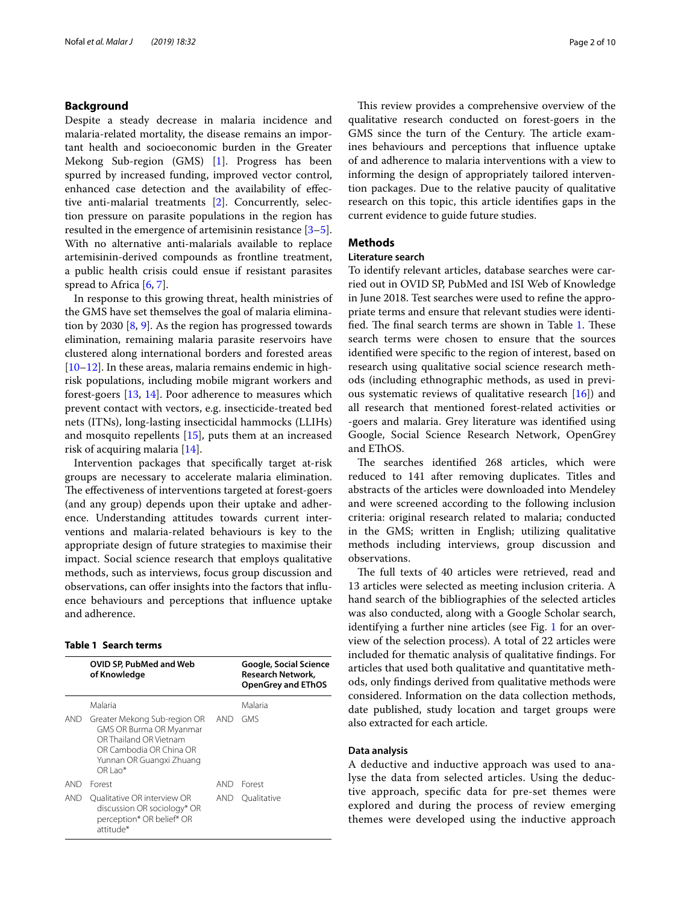## Background

Despite a steady decrease in malaria incidence and malaria-related mortality, the disease remains an important health and socioeconomic burden in the Greater Mekong Sub-region (GMS) [1]. Progress has been spurred by increased funding, improved vector control, enhanced case detection and the availability of effective anti-malarial treatments [2]. Concurrently, selection pressure on parasite populations in the region has resulted in the emergence of artemisinin resistance [3–5]. With no alternative anti-malarials available to replace artemisinin-derived compounds as frontline treatment, a public health crisis could ensue if resistant parasites spread to Africa [6, 7].

In response to this growing threat, health ministries of the GMS have set themselves the goal of malaria elimination by 2030 [8, 9]. As the region has progressed towards elimination, remaining malaria parasite reservoirs have clustered along international borders and forested areas [10–12]. In these areas, malaria remains endemic in high-risk populations, including mobile migrant workers and forest-goers [13, 14]. Poor adherence to measures which prevent contact with vectors, e.g. insecticide-treated bed nets (ITNs), long-lasting insecticidal hammocks (LLIHs) and mosquito repellents [15], puts them at an increased risk of acquiring malaria [14].

Intervention packages that specifically target at-risk groups are necessary to accelerate malaria elimination. The effectiveness of interventions targeted at forest-goers (and any group) depends upon their uptake and adherence. Understanding attitudes towards current interventions and malaria-related behaviours is key to the appropriate design of future strategies to maximise their impact. Social science research that employs qualitative methods, such as interviews, focus group discussion and observations, can offer insights into the factors that influence behaviours and perceptions that influence uptake and adherence.

**Table 1 Search terms**

| | OVID SP, PubMed and Web of Knowledge | | Google, Social Science Research Network, OpenGrey and EThOS |
|---|---|---|---|
| | Malaria | | Malaria |
| AND | Greater Mekong Sub-region OR GMS OR Burma OR Myanmar OR Thailand OR Vietnam OR Cambodia OR China OR Yunnan OR Guangxi Zhuang OR Lao* | AND | GMS |
| AND | Forest | AND | Forest |
| AND | Qualitative OR interview OR discussion OR sociology* OR perception* OR belief* OR attitude* | AND | Qualitative |

This review provides a comprehensive overview of the qualitative research conducted on forest-goers in the GMS since the turn of the Century. The article examines behaviours and perceptions that influence uptake of and adherence to malaria interventions with a view to informing the design of appropriately tailored intervention packages. Due to the relative paucity of qualitative research on this topic, this article identifies gaps in the current evidence to guide future studies.

## Methods

### Literature search

To identify relevant articles, database searches were carried out in OVID SP, PubMed and ISI Web of Knowledge in June 2018. Test searches were used to refine the appropriate terms and ensure that relevant studies were identified. The final search terms are shown in Table 1. These search terms were chosen to ensure that the sources identified were specific to the region of interest, based on research using qualitative social science research methods (including ethnographic methods, as used in previous systematic reviews of qualitative research [16]) and all research that mentioned forest-related activities or -goers and malaria. Grey literature was identified using Google, Social Science Research Network, OpenGrey and EThOS.

The searches identified 268 articles, which were reduced to 141 after removing duplicates. Titles and abstracts of the articles were downloaded into Mendeley and were screened according to the following inclusion criteria: original research related to malaria; conducted in the GMS; written in English; utilizing qualitative methods including interviews, group discussion and observations.

The full texts of 40 articles were retrieved, read and 13 articles were selected as meeting inclusion criteria. A hand search of the bibliographies of the selected articles was also conducted, along with a Google Scholar search, identifying a further nine articles (see Fig. 1 for an overview of the selection process). A total of 22 articles were included for thematic analysis of qualitative findings. For articles that used both qualitative and quantitative methods, only findings derived from qualitative methods were considered. Information on the data collection methods, date published, study location and target groups were also extracted for each article.

### Data analysis

A deductive and inductive approach was used to analyse the data from selected articles. Using the deductive approach, specific data for pre-set themes were explored and during the process of review emerging themes were developed using the inductive approach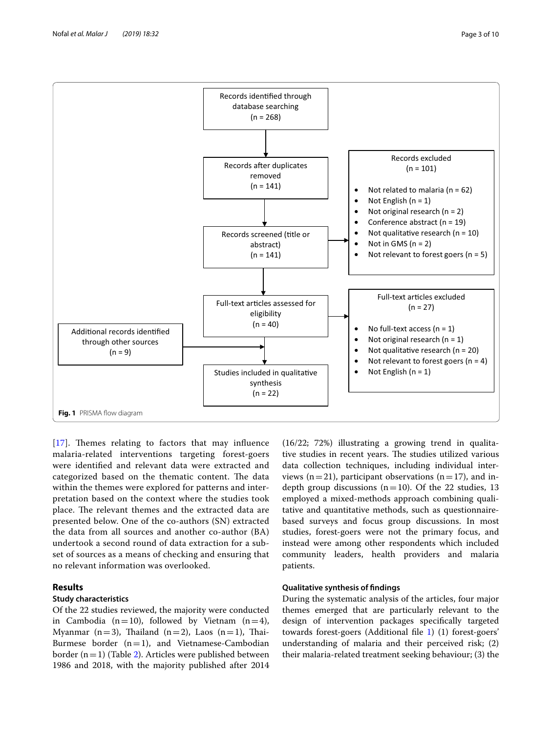Records identified through database searching (n = 268)

Records after duplicates removed (n = 141)

Records screened (title or abstract) (n = 141)

Records excluded (n = 101)

- Not related to malaria (n = 62)
- Not English (n = 1)
- Not original research (n = 2)
- Conference abstract (n = 19)
- Not qualitative research (n = 10)
- Not in GMS (n = 2)
- Not relevant to forest goers (n = 5)

Full-text articles assessed for eligibility (n = 40)

Full-text articles excluded (n = 27)

- No full-text access (n = 1)
- Not original research (n = 1)
- Not qualitative research (n = 20)
- Not relevant to forest goers (n = 4)
- Not English (n = 1)

Additional records identified through other sources (n = 9)

Studies included in qualitative synthesis (n = 22)

**Fig. 1** PRISMA flow diagram

[17]. Themes relating to factors that may influence malaria-related interventions targeting forest-goers were identified and relevant data were extracted and categorized based on the thematic content. The data within the themes were explored for patterns and interpretation based on the context where the studies took place. The relevant themes and the extracted data are presented below. One of the co-authors (SN) extracted the data from all sources and another co-author (BA) undertook a second round of data extraction for a subset of sources as a means of checking and ensuring that no relevant information was overlooked.

## Results

### Study characteristics

Of the 22 studies reviewed, the majority were conducted in Cambodia (n = 10), followed by Vietnam (n = 4), Myanmar (n = 3), Thailand (n = 2), Laos (n = 1), Thai-Burmese border (n = 1), and Vietnamese-Cambodian border (n = 1) (Table 2). Articles were published between 1986 and 2018, with the majority published after 2014 (16/22; 72%) illustrating a growing trend in qualitative studies in recent years. The studies utilized various data collection techniques, including individual interviews (n = 21), participant observations (n = 17), and in-depth group discussions (n = 10). Of the 22 studies, 13 employed a mixed-methods approach combining qualitative and quantitative methods, such as questionnaire-based surveys and focus group discussions. In most studies, forest-goers were not the primary focus, and instead were among other respondents which included community leaders, health providers and malaria patients.

### Qualitative synthesis of findings

During the systematic analysis of the articles, four major themes emerged that are particularly relevant to the design of intervention packages specifically targeted towards forest-goers (Additional file 1) (1) forest-goers' understanding of malaria and their perceived risk; (2) their malaria-related treatment seeking behaviour; (3) the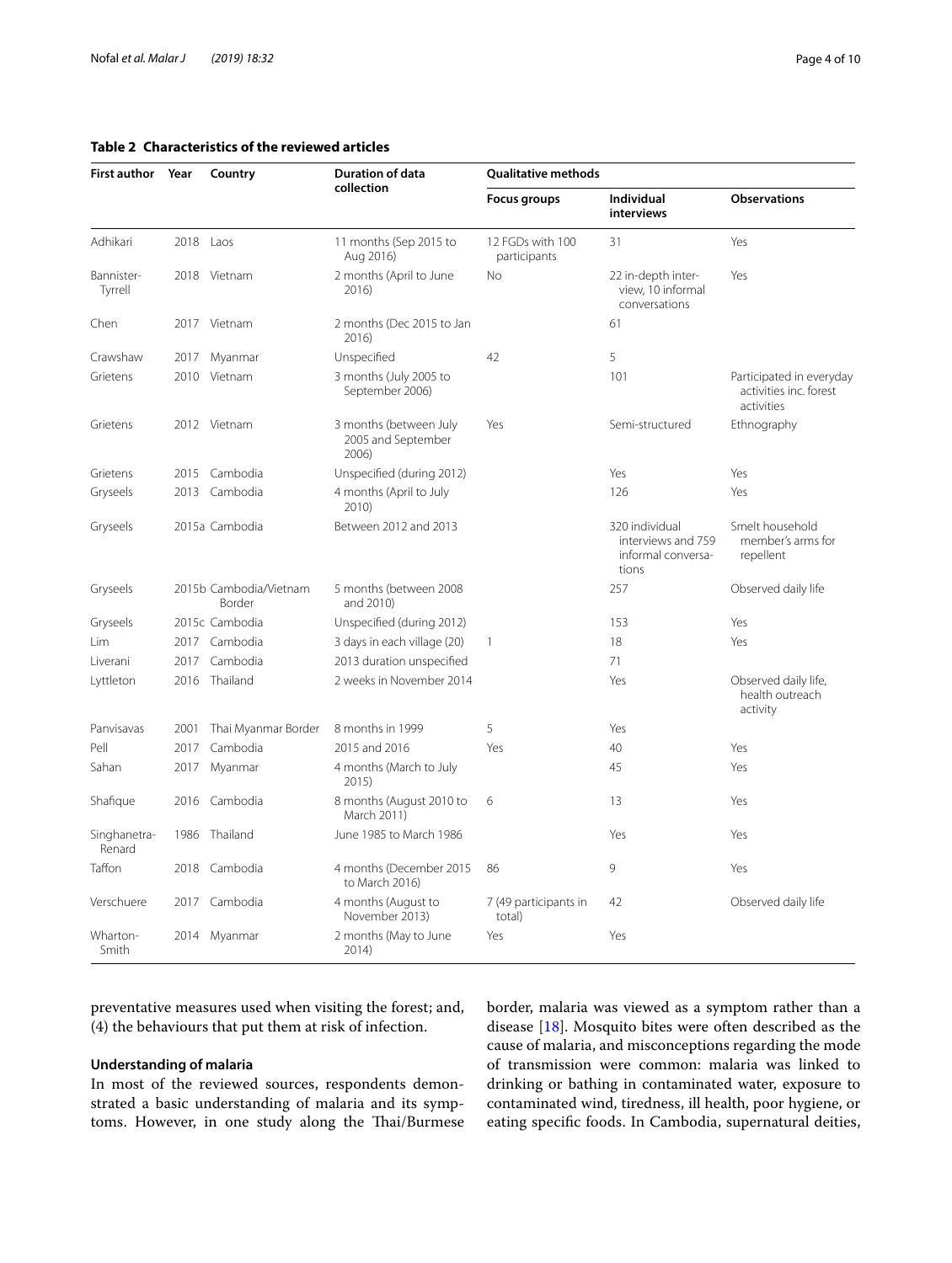**Table 2 Characteristics of the reviewed articles**

| First author | Year | Country | Duration of data collection | Qualitative methods | | |
|---|---|---|---|---|---|---|
| | | | | Focus groups | Individual interviews | Observations |
| Adhikari | 2018 | Laos | 11 months (Sep 2015 to Aug 2016) | 12 FGDs with 100 participants | 31 | Yes |
| Bannister-Tyrrell | 2018 | Vietnam | 2 months (April to June 2016) | No | 22 in-depth interview, 10 informal conversations | Yes |
| Chen | 2017 | Vietnam | 2 months (Dec 2015 to Jan 2016) | | 61 | |
| Crawshaw | 2017 | Myanmar | Unspecified | 42 | 5 | |
| Grietens | 2010 | Vietnam | 3 months (July 2005 to September 2006) | | 101 | Participated in everyday activities inc. forest activities |
| Grietens | 2012 | Vietnam | 3 months (between July 2005 and September 2006) | Yes | Semi-structured | Ethnography |
| Grietens | 2015 | Cambodia | Unspecified (during 2012) | | Yes | Yes |
| Gryseels | 2013 | Cambodia | 4 months (April to July 2010) | | 126 | Yes |
| Gryseels | 2015a | Cambodia | Between 2012 and 2013 | | 320 individual interviews and 759 informal conversations | Smelt household member's arms for repellent |
| Gryseels | 2015b | Cambodia/Vietnam Border | 5 months (between 2008 and 2010) | | 257 | Observed daily life |
| Gryseels | 2015c | Cambodia | Unspecified (during 2012) | | 153 | Yes |
| Lim | 2017 | Cambodia | 3 days in each village (20) | 1 | 18 | Yes |
| Liverani | 2017 | Cambodia | 2013 duration unspecified | | 71 | |
| Lyttleton | 2016 | Thailand | 2 weeks in November 2014 | | Yes | Observed daily life, health outreach activity |
| Panvisavas | 2001 | Thai Myanmar Border | 8 months in 1999 | 5 | Yes | |
| Pell | 2017 | Cambodia | 2015 and 2016 | Yes | 40 | Yes |
| Sahan | 2017 | Myanmar | 4 months (March to July 2015) | | 45 | Yes |
| Shafique | 2016 | Cambodia | 8 months (August 2010 to March 2011) | 6 | 13 | Yes |
| Singhanetra-Renard | 1986 | Thailand | June 1985 to March 1986 | | Yes | Yes |
| Taffon | 2018 | Cambodia | 4 months (December 2015 to March 2016) | 86 | 9 | Yes |
| Verschuere | 2017 | Cambodia | 4 months (August to November 2013) | 7 (49 participants in total) | 42 | Observed daily life |
| Wharton-Smith | 2014 | Myanmar | 2 months (May to June 2014) | Yes | Yes | |

preventative measures used when visiting the forest; and, (4) the behaviours that put them at risk of infection.

### Understanding of malaria

In most of the reviewed sources, respondents demonstrated a basic understanding of malaria and its symptoms. However, in one study along the Thai/Burmese border, malaria was viewed as a symptom rather than a disease [18]. Mosquito bites were often described as the cause of malaria, and misconceptions regarding the mode of transmission were common: malaria was linked to drinking or bathing in contaminated water, exposure to contaminated wind, tiredness, ill health, poor hygiene, or eating specific foods. In Cambodia, supernatural deities,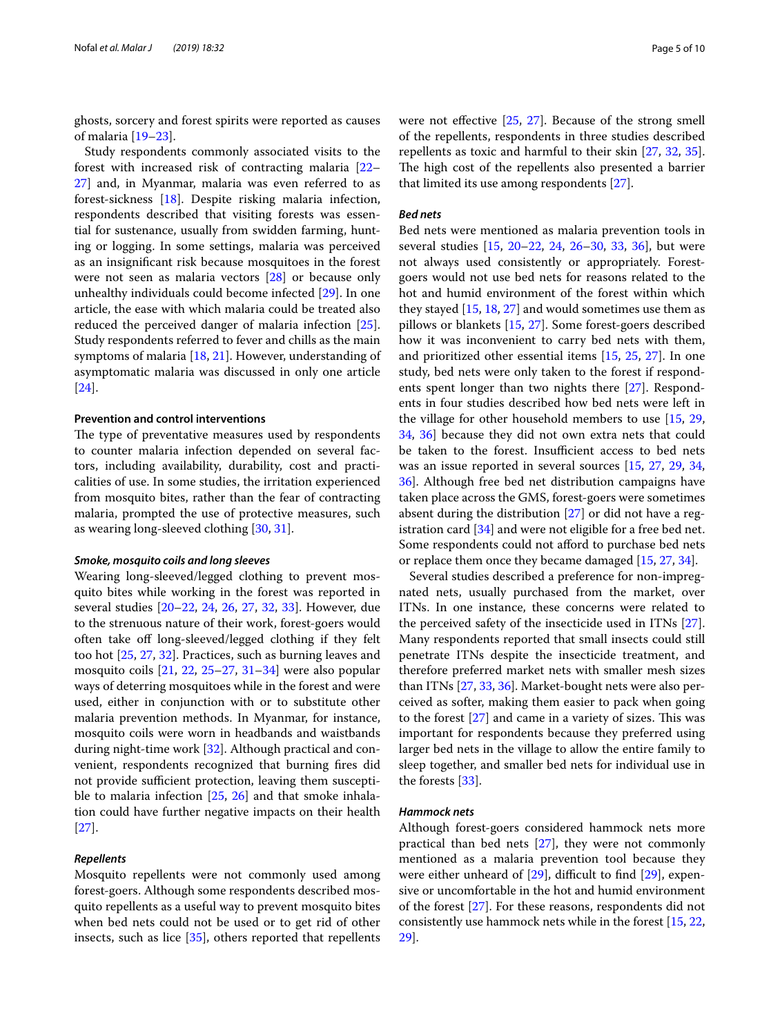ghosts, sorcery and forest spirits were reported as causes of malaria [19–23].

Study respondents commonly associated visits to the forest with increased risk of contracting malaria [22–27] and, in Myanmar, malaria was even referred to as forest-sickness [18]. Despite risking malaria infection, respondents described that visiting forests was essential for sustenance, usually from swidden farming, hunting or logging. In some settings, malaria was perceived as an insignificant risk because mosquitoes in the forest were not seen as malaria vectors [28] or because only unhealthy individuals could become infected [29]. In one article, the ease with which malaria could be treated also reduced the perceived danger of malaria infection [25]. Study respondents referred to fever and chills as the main symptoms of malaria [18, 21]. However, understanding of asymptomatic malaria was discussed in only one article [24].

### Prevention and control interventions

The type of preventative measures used by respondents to counter malaria infection depended on several factors, including availability, durability, cost and practicalities of use. In some studies, the irritation experienced from mosquito bites, rather than the fear of contracting malaria, prompted the use of protective measures, such as wearing long-sleeved clothing [30, 31].

#### *Smoke, mosquito coils and long sleeves*

Wearing long-sleeved/legged clothing to prevent mosquito bites while working in the forest was reported in several studies [20–22, 24, 26, 27, 32, 33]. However, due to the strenuous nature of their work, forest-goers would often take off long-sleeved/legged clothing if they felt too hot [25, 27, 32]. Practices, such as burning leaves and mosquito coils [21, 22, 25–27, 31–34] were also popular ways of deterring mosquitoes while in the forest and were used, either in conjunction with or to substitute other malaria prevention methods. In Myanmar, for instance, mosquito coils were worn in headbands and waistbands during night-time work [32]. Although practical and convenient, respondents recognized that burning fires did not provide sufficient protection, leaving them susceptible to malaria infection [25, 26] and that smoke inhalation could have further negative impacts on their health [27].

#### *Repellents*

Mosquito repellents were not commonly used among forest-goers. Although some respondents described mosquito repellents as a useful way to prevent mosquito bites when bed nets could not be used or to get rid of other insects, such as lice [35], others reported that repellents were not effective [25, 27]. Because of the strong smell of the repellents, respondents in three studies described repellents as toxic and harmful to their skin [27, 32, 35]. The high cost of the repellents also presented a barrier that limited its use among respondents [27].

#### *Bed nets*

Bed nets were mentioned as malaria prevention tools in several studies [15, 20–22, 24, 26–30, 33, 36], but were not always used consistently or appropriately. Forest-goers would not use bed nets for reasons related to the hot and humid environment of the forest within which they stayed [15, 18, 27] and would sometimes use them as pillows or blankets [15, 27]. Some forest-goers described how it was inconvenient to carry bed nets with them, and prioritized other essential items [15, 25, 27]. In one study, bed nets were only taken to the forest if respondents spent longer than two nights there [27]. Respondents in four studies described how bed nets were left in the village for other household members to use [15, 29, 34, 36] because they did not own extra nets that could be taken to the forest. Insufficient access to bed nets was an issue reported in several sources [15, 27, 29, 34, 36]. Although free bed net distribution campaigns have taken place across the GMS, forest-goers were sometimes absent during the distribution [27] or did not have a registration card [34] and were not eligible for a free bed net. Some respondents could not afford to purchase bed nets or replace them once they became damaged [15, 27, 34].

Several studies described a preference for non-impregnated nets, usually purchased from the market, over ITNs. In one instance, these concerns were related to the perceived safety of the insecticide used in ITNs [27]. Many respondents reported that small insects could still penetrate ITNs despite the insecticide treatment, and therefore preferred market nets with smaller mesh sizes than ITNs [27, 33, 36]. Market-bought nets were also perceived as softer, making them easier to pack when going to the forest [27] and came in a variety of sizes. This was important for respondents because they preferred using larger bed nets in the village to allow the entire family to sleep together, and smaller bed nets for individual use in the forests [33].

#### *Hammock nets*

Although forest-goers considered hammock nets more practical than bed nets [27], they were not commonly mentioned as a malaria prevention tool because they were either unheard of [29], difficult to find [29], expensive or uncomfortable in the hot and humid environment of the forest [27]. For these reasons, respondents did not consistently use hammock nets while in the forest [15, 22, 29].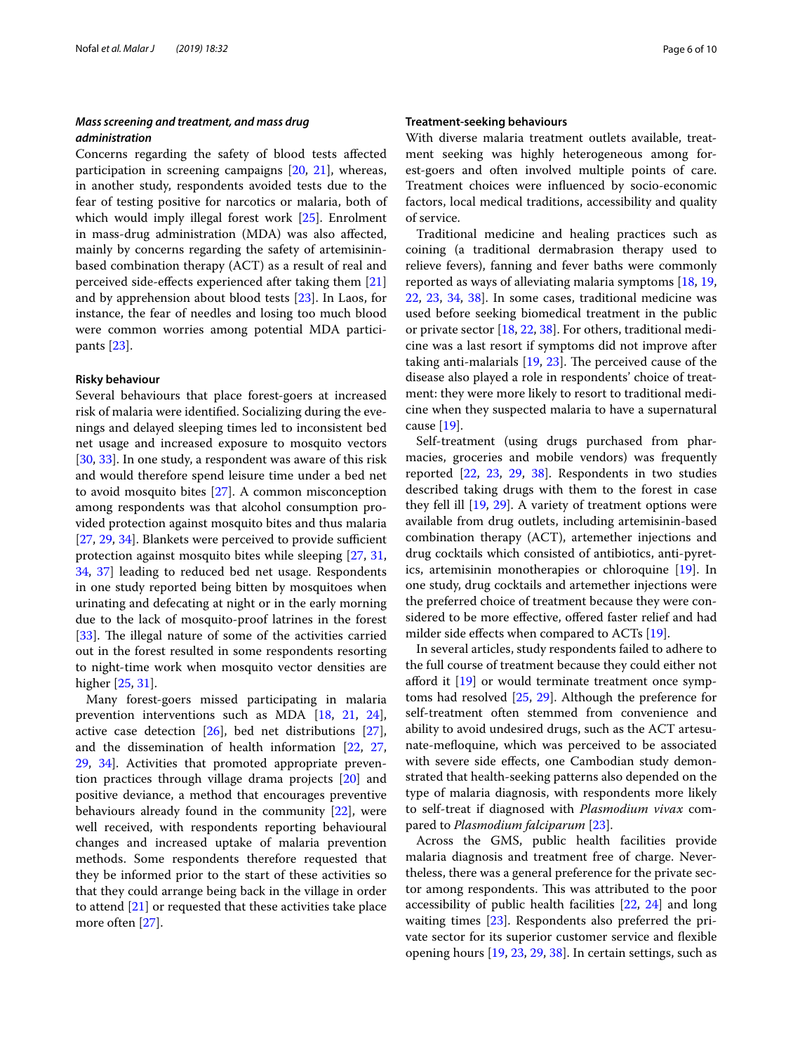### *Mass screening and treatment, and mass drug administration*

Concerns regarding the safety of blood tests affected participation in screening campaigns [20, 21], whereas, in another study, respondents avoided tests due to the fear of testing positive for narcotics or malaria, both of which would imply illegal forest work [25]. Enrolment in mass-drug administration (MDA) was also affected, mainly by concerns regarding the safety of artemisinin-based combination therapy (ACT) as a result of real and perceived side-effects experienced after taking them [21] and by apprehension about blood tests [23]. In Laos, for instance, the fear of needles and losing too much blood were common worries among potential MDA participants [23].

### Risky behaviour

Several behaviours that place forest-goers at increased risk of malaria were identified. Socializing during the evenings and delayed sleeping times led to inconsistent bed net usage and increased exposure to mosquito vectors [30, 33]. In one study, a respondent was aware of this risk and would therefore spend leisure time under a bed net to avoid mosquito bites [27]. A common misconception among respondents was that alcohol consumption provided protection against mosquito bites and thus malaria [27, 29, 34]. Blankets were perceived to provide sufficient protection against mosquito bites while sleeping [27, 31, 34, 37] leading to reduced bed net usage. Respondents in one study reported being bitten by mosquitoes when urinating and defecating at night or in the early morning due to the lack of mosquito-proof latrines in the forest [33]. The illegal nature of some of the activities carried out in the forest resulted in some respondents resorting to night-time work when mosquito vector densities are higher [25, 31].

Many forest-goers missed participating in malaria prevention interventions such as MDA [18, 21, 24], active case detection [26], bed net distributions [27], and the dissemination of health information [22, 27, 29, 34]. Activities that promoted appropriate prevention practices through village drama projects [20] and positive deviance, a method that encourages preventive behaviours already found in the community [22], were well received, with respondents reporting behavioural changes and increased uptake of malaria prevention methods. Some respondents therefore requested that they be informed prior to the start of these activities so that they could arrange being back in the village in order to attend [21] or requested that these activities take place more often [27].

### Treatment-seeking behaviours

With diverse malaria treatment outlets available, treatment seeking was highly heterogeneous among forest-goers and often involved multiple points of care. Treatment choices were influenced by socio-economic factors, local medical traditions, accessibility and quality of service.

Traditional medicine and healing practices such as coining (a traditional dermabrasion therapy used to relieve fevers), fanning and fever baths were commonly reported as ways of alleviating malaria symptoms [18, 19, 22, 23, 34, 38]. In some cases, traditional medicine was used before seeking biomedical treatment in the public or private sector [18, 22, 38]. For others, traditional medicine was a last resort if symptoms did not improve after taking anti-malarials [19, 23]. The perceived cause of the disease also played a role in respondents' choice of treatment: they were more likely to resort to traditional medicine when they suspected malaria to have a supernatural cause [19].

Self-treatment (using drugs purchased from pharmacies, groceries and mobile vendors) was frequently reported [22, 23, 29, 38]. Respondents in two studies described taking drugs with them to the forest in case they fell ill [19, 29]. A variety of treatment options were available from drug outlets, including artemisinin-based combination therapy (ACT), artemether injections and drug cocktails which consisted of antibiotics, anti-pyretics, artemisinin monotherapies or chloroquine [19]. In one study, drug cocktails and artemether injections were the preferred choice of treatment because they were considered to be more effective, offered faster relief and had milder side effects when compared to ACTs [19].

In several articles, study respondents failed to adhere to the full course of treatment because they could either not afford it [19] or would terminate treatment once symptoms had resolved [25, 29]. Although the preference for self-treatment often stemmed from convenience and ability to avoid undesired drugs, such as the ACT artesunate-mefloquine, which was perceived to be associated with severe side effects, one Cambodian study demonstrated that health-seeking patterns also depended on the type of malaria diagnosis, with respondents more likely to self-treat if diagnosed with *Plasmodium vivax* compared to *Plasmodium falciparum* [23].

Across the GMS, public health facilities provide malaria diagnosis and treatment free of charge. Nevertheless, there was a general preference for the private sector among respondents. This was attributed to the poor accessibility of public health facilities [22, 24] and long waiting times [23]. Respondents also preferred the private sector for its superior customer service and flexible opening hours [19, 23, 29, 38]. In certain settings, such as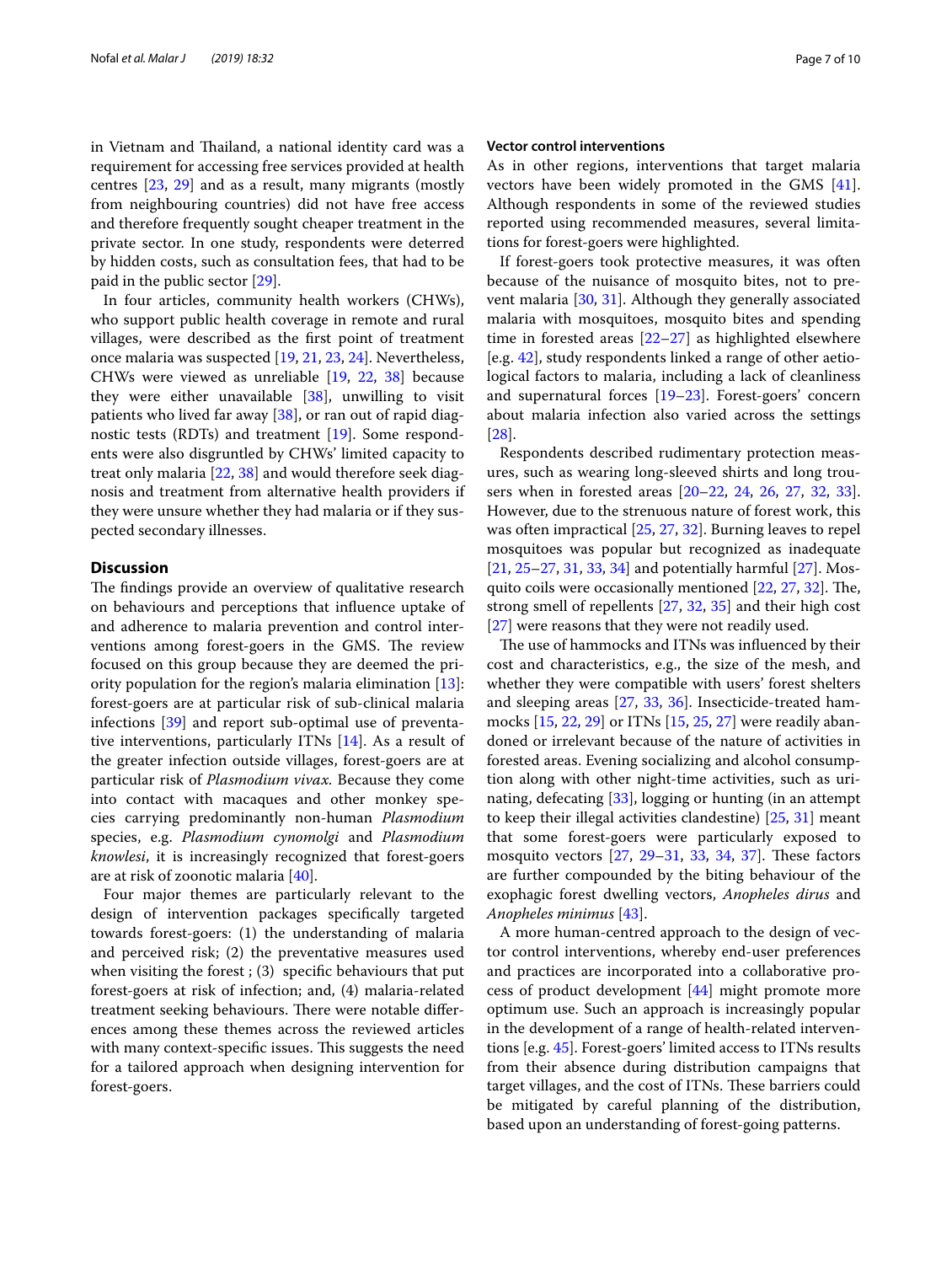in Vietnam and Thailand, a national identity card was a requirement for accessing free services provided at health centres [23, 29] and as a result, many migrants (mostly from neighbouring countries) did not have free access and therefore frequently sought cheaper treatment in the private sector. In one study, respondents were deterred by hidden costs, such as consultation fees, that had to be paid in the public sector [29].

In four articles, community health workers (CHWs), who support public health coverage in remote and rural villages, were described as the first point of treatment once malaria was suspected [19, 21, 23, 24]. Nevertheless, CHWs were viewed as unreliable [19, 22, 38] because they were either unavailable [38], unwilling to visit patients who lived far away [38], or ran out of rapid diagnostic tests (RDTs) and treatment [19]. Some respondents were also disgruntled by CHWs' limited capacity to treat only malaria [22, 38] and would therefore seek diagnosis and treatment from alternative health providers if they were unsure whether they had malaria or if they suspected secondary illnesses.

## Discussion

The findings provide an overview of qualitative research on behaviours and perceptions that influence uptake of and adherence to malaria prevention and control interventions among forest-goers in the GMS. The review focused on this group because they are deemed the priority population for the region's malaria elimination [13]: forest-goers are at particular risk of sub-clinical malaria infections [39] and report sub-optimal use of preventative interventions, particularly ITNs [14]. As a result of the greater infection outside villages, forest-goers are at particular risk of *Plasmodium vivax.* Because they come into contact with macaques and other monkey species carrying predominantly non-human *Plasmodium* species, e.g. *Plasmodium cynomolgi* and *Plasmodium knowlesi*, it is increasingly recognized that forest-goers are at risk of zoonotic malaria [40].

Four major themes are particularly relevant to the design of intervention packages specifically targeted towards forest-goers: (1) the understanding of malaria and perceived risk; (2) the preventative measures used when visiting the forest ; (3) specific behaviours that put forest-goers at risk of infection; and, (4) malaria-related treatment seeking behaviours. There were notable differences among these themes across the reviewed articles with many context-specific issues. This suggests the need for a tailored approach when designing intervention for forest-goers.

### Vector control interventions

As in other regions, interventions that target malaria vectors have been widely promoted in the GMS [41]. Although respondents in some of the reviewed studies reported using recommended measures, several limitations for forest-goers were highlighted.

If forest-goers took protective measures, it was often because of the nuisance of mosquito bites, not to prevent malaria [30, 31]. Although they generally associated malaria with mosquitoes, mosquito bites and spending time in forested areas [22–27] as highlighted elsewhere [e.g. 42], study respondents linked a range of other aetiological factors to malaria, including a lack of cleanliness and supernatural forces [19–23]. Forest-goers' concern about malaria infection also varied across the settings [28].

Respondents described rudimentary protection measures, such as wearing long-sleeved shirts and long trousers when in forested areas [20–22, 24, 26, 27, 32, 33]. However, due to the strenuous nature of forest work, this was often impractical [25, 27, 32]. Burning leaves to repel mosquitoes was popular but recognized as inadequate [21, 25–27, 31, 33, 34] and potentially harmful [27]. Mosquito coils were occasionally mentioned [22, 27, 32]. The, strong smell of repellents [27, 32, 35] and their high cost [27] were reasons that they were not readily used.

The use of hammocks and ITNs was influenced by their cost and characteristics, e.g., the size of the mesh, and whether they were compatible with users' forest shelters and sleeping areas [27, 33, 36]. Insecticide-treated hammocks [15, 22, 29] or ITNs [15, 25, 27] were readily abandoned or irrelevant because of the nature of activities in forested areas. Evening socializing and alcohol consumption along with other night-time activities, such as urinating, defecating [33], logging or hunting (in an attempt to keep their illegal activities clandestine) [25, 31] meant that some forest-goers were particularly exposed to mosquito vectors [27, 29–31, 33, 34, 37]. These factors are further compounded by the biting behaviour of the exophagic forest dwelling vectors, *Anopheles dirus* and *Anopheles minimus* [43].

A more human-centred approach to the design of vector control interventions, whereby end-user preferences and practices are incorporated into a collaborative process of product development [44] might promote more optimum use. Such an approach is increasingly popular in the development of a range of health-related interventions [e.g. 45]. Forest-goers' limited access to ITNs results from their absence during distribution campaigns that target villages, and the cost of ITNs. These barriers could be mitigated by careful planning of the distribution, based upon an understanding of forest-going patterns.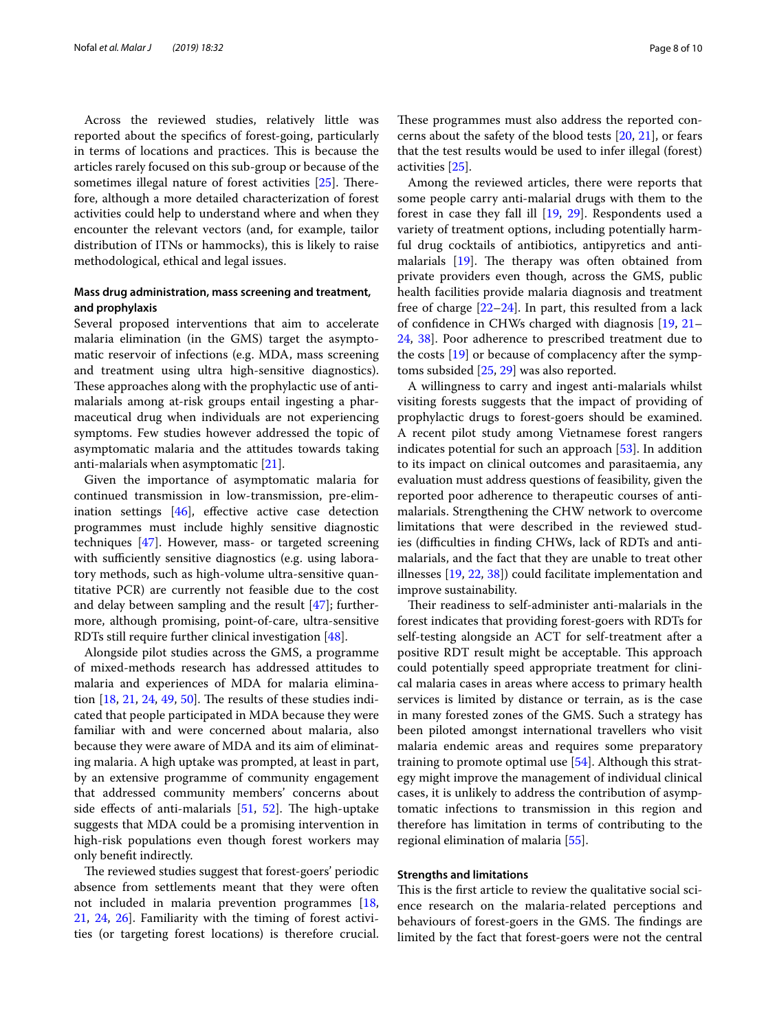Across the reviewed studies, relatively little was reported about the specifics of forest-going, particularly in terms of locations and practices. This is because the articles rarely focused on this sub-group or because of the sometimes illegal nature of forest activities [25]. Therefore, although a more detailed characterization of forest activities could help to understand where and when they encounter the relevant vectors (and, for example, tailor distribution of ITNs or hammocks), this is likely to raise methodological, ethical and legal issues.

### Mass drug administration, mass screening and treatment, and prophylaxis

Several proposed interventions that aim to accelerate malaria elimination (in the GMS) target the asymptomatic reservoir of infections (e.g. MDA, mass screening and treatment using ultra high-sensitive diagnostics). These approaches along with the prophylactic use of anti-malarials among at-risk groups entail ingesting a pharmaceutical drug when individuals are not experiencing symptoms. Few studies however addressed the topic of asymptomatic malaria and the attitudes towards taking anti-malarials when asymptomatic [21].

Given the importance of asymptomatic malaria for continued transmission in low-transmission, pre-elimination settings [46], effective active case detection programmes must include highly sensitive diagnostic techniques [47]. However, mass- or targeted screening with sufficiently sensitive diagnostics (e.g. using laboratory methods, such as high-volume ultra-sensitive quantitative PCR) are currently not feasible due to the cost and delay between sampling and the result [47]; furthermore, although promising, point-of-care, ultra-sensitive RDTs still require further clinical investigation [48].

Alongside pilot studies across the GMS, a programme of mixed-methods research has addressed attitudes to malaria and experiences of MDA for malaria elimination [18, 21, 24, 49, 50]. The results of these studies indicated that people participated in MDA because they were familiar with and were concerned about malaria, also because they were aware of MDA and its aim of eliminating malaria. A high uptake was prompted, at least in part, by an extensive programme of community engagement that addressed community members' concerns about side effects of anti-malarials [51, 52]. The high-uptake suggests that MDA could be a promising intervention in high-risk populations even though forest workers may only benefit indirectly.

The reviewed studies suggest that forest-goers' periodic absence from settlements meant that they were often not included in malaria prevention programmes [18, 21, 24, 26]. Familiarity with the timing of forest activities (or targeting forest locations) is therefore crucial. These programmes must also address the reported concerns about the safety of the blood tests [20, 21], or fears that the test results would be used to infer illegal (forest) activities [25].

Among the reviewed articles, there were reports that some people carry anti-malarial drugs with them to the forest in case they fall ill [19, 29]. Respondents used a variety of treatment options, including potentially harmful drug cocktails of antibiotics, antipyretics and anti-malarials [19]. The therapy was often obtained from private providers even though, across the GMS, public health facilities provide malaria diagnosis and treatment free of charge [22–24]. In part, this resulted from a lack of confidence in CHWs charged with diagnosis [19, 21–24, 38]. Poor adherence to prescribed treatment due to the costs [19] or because of complacency after the symptoms subsided [25, 29] was also reported.

A willingness to carry and ingest anti-malarials whilst visiting forests suggests that the impact of providing of prophylactic drugs to forest-goers should be examined. A recent pilot study among Vietnamese forest rangers indicates potential for such an approach [53]. In addition to its impact on clinical outcomes and parasitaemia, any evaluation must address questions of feasibility, given the reported poor adherence to therapeutic courses of anti-malarials. Strengthening the CHW network to overcome limitations that were described in the reviewed studies (difficulties in finding CHWs, lack of RDTs and anti-malarials, and the fact that they are unable to treat other illnesses [19, 22, 38]) could facilitate implementation and improve sustainability.

Their readiness to self-administer anti-malarials in the forest indicates that providing forest-goers with RDTs for self-testing alongside an ACT for self-treatment after a positive RDT result might be acceptable. This approach could potentially speed appropriate treatment for clinical malaria cases in areas where access to primary health services is limited by distance or terrain, as is the case in many forested zones of the GMS. Such a strategy has been piloted amongst international travellers who visit malaria endemic areas and requires some preparatory training to promote optimal use [54]. Although this strategy might improve the management of individual clinical cases, it is unlikely to address the contribution of asymptomatic infections to transmission in this region and therefore has limitation in terms of contributing to the regional elimination of malaria [55].

### Strengths and limitations

This is the first article to review the qualitative social science research on the malaria-related perceptions and behaviours of forest-goers in the GMS. The findings are limited by the fact that forest-goers were not the central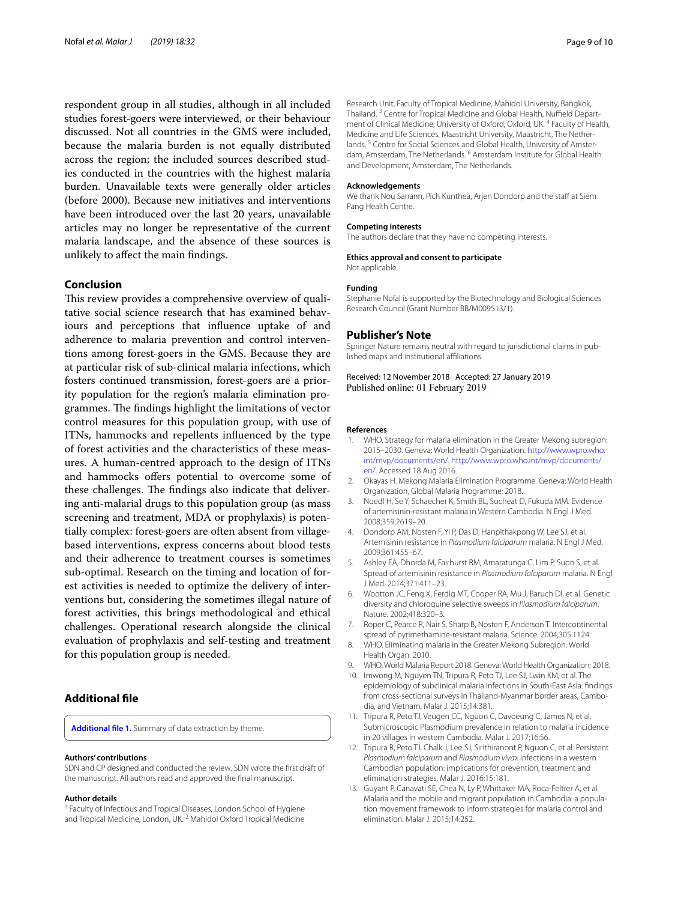respondent group in all studies, although in all included studies forest-goers were interviewed, or their behaviour discussed. Not all countries in the GMS were included, because the malaria burden is not equally distributed across the region; the included sources described studies conducted in the countries with the highest malaria burden. Unavailable texts were generally older articles (before 2000). Because new initiatives and interventions have been introduced over the last 20 years, unavailable articles may no longer be representative of the current malaria landscape, and the absence of these sources is unlikely to affect the main findings.

## Conclusion

This review provides a comprehensive overview of qualitative social science research that has examined behaviours and perceptions that influence uptake of and adherence to malaria prevention and control interventions among forest-goers in the GMS. Because they are at particular risk of sub-clinical malaria infections, which fosters continued transmission, forest-goers are a priority population for the region's malaria elimination programmes. The findings highlight the limitations of vector control measures for this population group, with use of ITNs, hammocks and repellents influenced by the type of forest activities and the characteristics of these measures. A human-centred approach to the design of ITNs and hammocks offers potential to overcome some of these challenges. The findings also indicate that delivering anti-malarial drugs to this population group (as mass screening and treatment, MDA or prophylaxis) is potentially complex: forest-goers are often absent from village-based interventions, express concerns about blood tests and their adherence to treatment courses is sometimes sub-optimal. Research on the timing and location of forest activities is needed to optimize the delivery of interventions but, considering the sometimes illegal nature of forest activities, this brings methodological and ethical challenges. Operational research alongside the clinical evaluation of prophylaxis and self-testing and treatment for this population group is needed.

## Additional file

**Additional file 1.** Summary of data extraction by theme.

#### Authors' contributions

SDN and CP designed and conducted the review. SDN wrote the first draft of the manuscript. All authors read and approved the final manuscript.

#### Author details

[1] Faculty of Infectious and Tropical Diseases, London School of Hygiene and Tropical Medicine, London, UK. [2] Mahidol Oxford Tropical Medicine Research Unit, Faculty of Tropical Medicine, Mahidol University, Bangkok, Thailand. [3] Centre for Tropical Medicine and Global Health, Nuffield Department of Clinical Medicine, University of Oxford, Oxford, UK. [4] Faculty of Health, Medicine and Life Sciences, Maastricht University, Maastricht, The Netherlands. [5] Centre for Social Sciences and Global Health, University of Amsterdam, Amsterdam, The Netherlands. [6] Amsterdam Institute for Global Health and Development, Amsterdam, The Netherlands.

#### Acknowledgements

We thank Nou Sanann, Pich Kunthea, Arjen Dondorp and the staff at Siem Pang Health Centre.

#### Competing interests

The authors declare that they have no competing interests.

#### Ethics approval and consent to participate

Not applicable.

#### Funding

Stephanie Nofal is supported by the Biotechnology and Biological Sciences Research Council (Grant Number BB/M009513/1).

### Publisher's Note

Springer Nature remains neutral with regard to jurisdictional claims in published maps and institutional affiliations.

Received: 12 November 2018 Accepted: 27 January 2019
Published online: 01 February 2019

#### References

1. WHO. Strategy for malaria elimination in the Greater Mekong subregion: 2015–2030. Geneva: World Health Organization. http://www.wpro.who.int/mvp/documents/en/. http://www.wpro.who.int/mvp/documents/en/. Accessed 18 Aug 2016.
2. Okayas H. Mekong Malaria Elimination Programme. Geneva: World Health Organization, Global Malaria Programme; 2018.
3. Noedl H, Se Y, Schaecher K, Smith BL, Socheat D, Fukuda MM. Evidence of artemisinin-resistant malaria in Western Cambodia. N Engl J Med. 2008;359:2619–20.
4. Dondorp AM, Nosten F, Yi P, Das D, Hanpithakpong W, Lee SJ, et al. Artemisinin resistance in *Plasmodium falciparum* malaria. N Engl J Med. 2009;361:455–67.
5. Ashley EA, Dhorda M, Fairhurst RM, Amaratunga C, Lim P, Suon S, et al. Spread of artemisinin resistance in *Plasmodium falciparum* malaria. N Engl J Med. 2014;371:411–23.
6. Wootton JC, Feng X, Ferdig MT, Cooper RA, Mu J, Baruch DI, et al. Genetic diversity and chloroquine selective sweeps in *Plasmodium falciparum*. Nature. 2002;418:320–3.
7. Roper C, Pearce R, Nair S, Sharp B, Nosten F, Anderson T. Intercontinental spread of pyrimethamine-resistant malaria. Science. 2004;305:1124.
8. WHO. Eliminating malaria in the Greater Mekong Subregion. World Health Organ. 2010.
9. WHO. World Malaria Report 2018. Geneva: World Health Organization; 2018.
10. Imwong M, Nguyen TN, Tripura R, Peto TJ, Lee SJ, Lwin KM, et al. The epidemiology of subclinical malaria infections in South-East Asia: findings from cross-sectional surveys in Thailand-Myanmar border areas, Cambodia, and Vietnam. Malar J. 2015;14:381.
11. Tripura R, Peto TJ, Veugen CC, Nguon C, Davoeung C, James N, et al. Submicroscopic Plasmodium prevalence in relation to malaria incidence in 20 villages in western Cambodia. Malar J. 2017;16:56.
12. Tripura R, Peto TJ, Chalk J, Lee SJ, Sirithiranont P, Nguon C, et al. Persistent *Plasmodium falciparum* and *Plasmodium vivax* infections in a western Cambodian population: implications for prevention, treatment and elimination strategies. Malar J. 2016;15:181.
13. Guyant P, Canavati SE, Chea N, Ly P, Whittaker MA, Roca-Feltrer A, et al. Malaria and the mobile and migrant population in Cambodia: a population movement framework to inform strategies for malaria control and elimination. Malar J. 2015;14:252.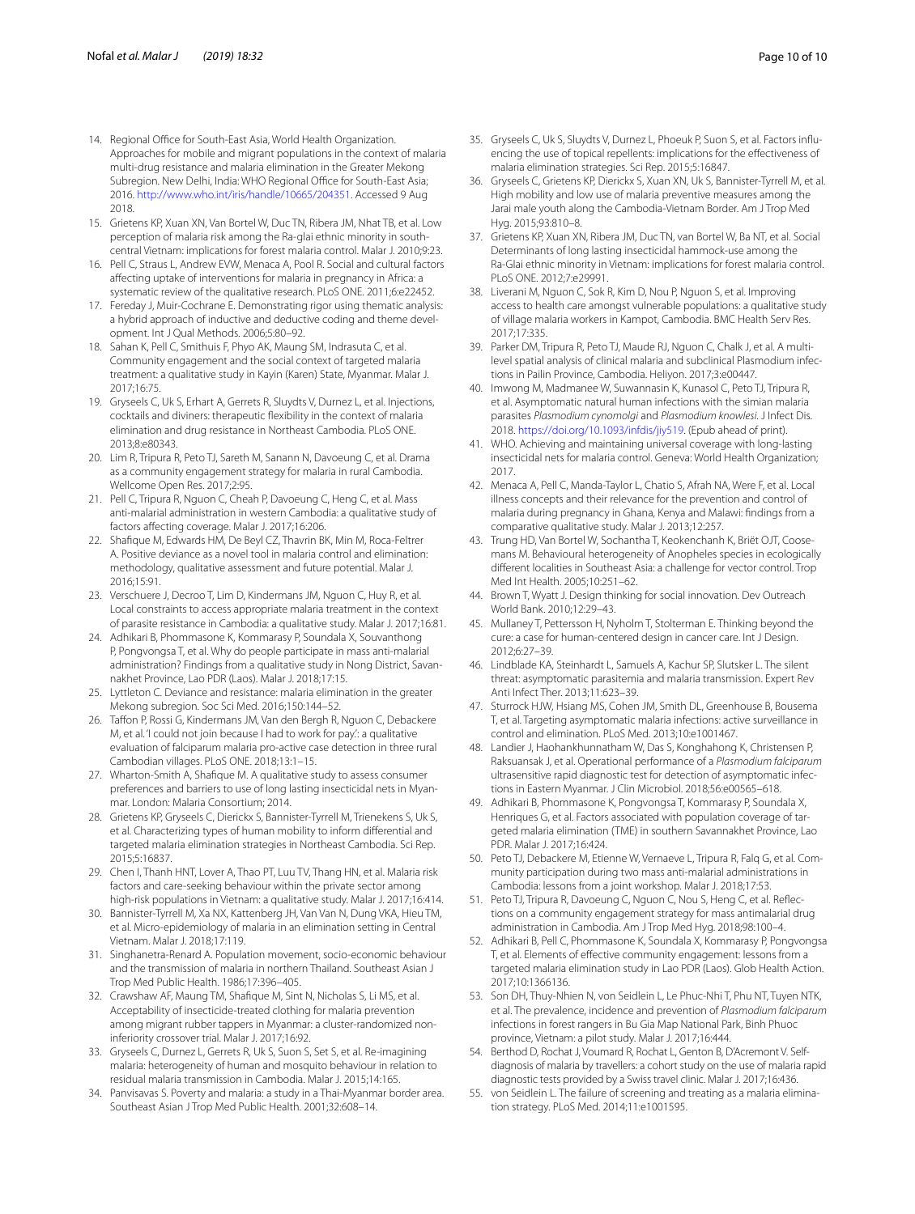14. Regional Office for South-East Asia, World Health Organization. Approaches for mobile and migrant populations in the context of malaria multi-drug resistance and malaria elimination in the Greater Mekong Subregion. New Delhi, India: WHO Regional Office for South-East Asia; 2016. http://www.who.int/iris/handle/10665/204351. Accessed 9 Aug 2018.
15. Grietens KP, Xuan XN, Van Bortel W, Duc TN, Ribera JM, Nhat TB, et al. Low perception of malaria risk among the Ra-glai ethnic minority in south-central Vietnam: implications for forest malaria control. Malar J. 2010;9:23.
16. Pell C, Straus L, Andrew EVW, Menaca A, Pool R. Social and cultural factors affecting uptake of interventions for malaria in pregnancy in Africa: a systematic review of the qualitative research. PLoS ONE. 2011;6:e22452.
17. Fereday J, Muir-Cochrane E. Demonstrating rigor using thematic analysis: a hybrid approach of inductive and deductive coding and theme development. Int J Qual Methods. 2006;5:80–92.
18. Sahan K, Pell C, Smithuis F, Phyo AK, Maung SM, Indrasuta C, et al. Community engagement and the social context of targeted malaria treatment: a qualitative study in Kayin (Karen) State, Myanmar. Malar J. 2017;16:75.
19. Gryseels C, Uk S, Erhart A, Gerrets R, Sluydts V, Durnez L, et al. Injections, cocktails and diviners: therapeutic flexibility in the context of malaria elimination and drug resistance in Northeast Cambodia. PLoS ONE. 2013;8:e80343.
20. Lim R, Tripura R, Peto TJ, Sareth M, Sanann N, Davoeung C, et al. Drama as a community engagement strategy for malaria in rural Cambodia. Wellcome Open Res. 2017;2:95.
21. Pell C, Tripura R, Nguon C, Cheah P, Davoeung C, Heng C, et al. Mass anti-malarial administration in western Cambodia: a qualitative study of factors affecting coverage. Malar J. 2017;16:206.
22. Shafique M, Edwards HM, De Beyl CZ, Thavrin BK, Min M, Roca-Feltrer A. Positive deviance as a novel tool in malaria control and elimination: methodology, qualitative assessment and future potential. Malar J. 2016;15:91.
23. Verschuere J, Decroo T, Lim D, Kindermans JM, Nguon C, Huy R, et al. Local constraints to access appropriate malaria treatment in the context of parasite resistance in Cambodia: a qualitative study. Malar J. 2017;16:81.
24. Adhikari B, Phommasone K, Kommarasy P, Soundala X, Souvanthong P, Pongvongsa T, et al. Why do people participate in mass anti-malarial administration? Findings from a qualitative study in Nong District, Savannakhet Province, Lao PDR (Laos). Malar J. 2018;17:15.
25. Lyttleton C. Deviance and resistance: malaria elimination in the greater Mekong subregion. Soc Sci Med. 2016;150:144–52.
26. Taffon P, Rossi G, Kindermans JM, Van den Bergh R, Nguon C, Debackere M, et al. 'I could not join because I had to work for pay.': a qualitative evaluation of falciparum malaria pro-active case detection in three rural Cambodian villages. PLoS ONE. 2018;13:1–15.
27. Wharton-Smith A, Shafique M. A qualitative study to assess consumer preferences and barriers to use of long lasting insecticidal nets in Myanmar. London: Malaria Consortium; 2014.
28. Grietens KP, Gryseels C, Dierickx S, Bannister-Tyrrell M, Trienekens S, Uk S, et al. Characterizing types of human mobility to inform differential and targeted malaria elimination strategies in Northeast Cambodia. Sci Rep. 2015;5:16837.
29. Chen I, Thanh HNT, Lover A, Thao PT, Luu TV, Thang HN, et al. Malaria risk factors and care-seeking behaviour within the private sector among high-risk populations in Vietnam: a qualitative study. Malar J. 2017;16:414.
30. Bannister-Tyrrell M, Xa NX, Kattenberg JH, Van Van N, Dung VKA, Hieu TM, et al. Micro-epidemiology of malaria in an elimination setting in Central Vietnam. Malar J. 2018;17:119.
31. Singhanetra-Renard A. Population movement, socio-economic behaviour and the transmission of malaria in northern Thailand. Southeast Asian J Trop Med Public Health. 1986;17:396–405.
32. Crawshaw AF, Maung TM, Shafique M, Sint N, Nicholas S, Li MS, et al. Acceptability of insecticide-treated clothing for malaria prevention among migrant rubber tappers in Myanmar: a cluster-randomized non-inferiority crossover trial. Malar J. 2017;16:92.
33. Gryseels C, Durnez L, Gerrets R, Uk S, Suon S, Set S, et al. Re-imagining malaria: heterogeneity of human and mosquito behaviour in relation to residual malaria transmission in Cambodia. Malar J. 2015;14:165.
34. Panvisavas S. Poverty and malaria: a study in a Thai-Myanmar border area. Southeast Asian J Trop Med Public Health. 2001;32:608–14.
35. Gryseels C, Uk S, Sluydts V, Durnez L, Phoeuk P, Suon S, et al. Factors influencing the use of topical repellents: implications for the effectiveness of malaria elimination strategies. Sci Rep. 2015;5:16847.
36. Gryseels C, Grietens KP, Dierickx S, Xuan XN, Uk S, Bannister-Tyrrell M, et al. High mobility and low use of malaria preventive measures among the Jarai male youth along the Cambodia-Vietnam Border. Am J Trop Med Hyg. 2015;93:810–8.
37. Grietens KP, Xuan XN, Ribera JM, Duc TN, van Bortel W, Ba NT, et al. Social Determinants of long lasting insecticidal hammock-use among the Ra-Glai ethnic minority in Vietnam: implications for forest malaria control. PLoS ONE. 2012;7:e29991.
38. Liverani M, Nguon C, Sok R, Kim D, Nou P, Nguon S, et al. Improving access to health care amongst vulnerable populations: a qualitative study of village malaria workers in Kampot, Cambodia. BMC Health Serv Res. 2017;17:335.
39. Parker DM, Tripura R, Peto TJ, Maude RJ, Nguon C, Chalk J, et al. A multi-level spatial analysis of clinical malaria and subclinical Plasmodium infections in Pailin Province, Cambodia. Heliyon. 2017;3:e00447.
40. Imwong M, Madmanee W, Suwannasin K, Kunasol C, Peto TJ, Tripura R, et al. Asymptomatic natural human infections with the simian malaria parasites *Plasmodium cynomolgi* and *Plasmodium knowlesi*. J Infect Dis. 2018. https://doi.org/10.1093/infdis/jiy519. (Epub ahead of print).
41. WHO. Achieving and maintaining universal coverage with long-lasting insecticidal nets for malaria control. Geneva: World Health Organization; 2017.
42. Menaca A, Pell C, Manda-Taylor L, Chatio S, Afrah NA, Were F, et al. Local illness concepts and their relevance for the prevention and control of malaria during pregnancy in Ghana, Kenya and Malawi: findings from a comparative qualitative study. Malar J. 2013;12:257.
43. Trung HD, Van Bortel W, Sochantha T, Keokenchanh K, Briët OJT, Coosemans M. Behavioural heterogeneity of Anopheles species in ecologically different localities in Southeast Asia: a challenge for vector control. Trop Med Int Health. 2005;10:251–62.
44. Brown T, Wyatt J. Design thinking for social innovation. Dev Outreach World Bank. 2010;12:29–43.
45. Mullaney T, Pettersson H, Nyholm T, Stolterman E. Thinking beyond the cure: a case for human-centered design in cancer care. Int J Design. 2012;6:27–39.
46. Lindblade KA, Steinhardt L, Samuels A, Kachur SP, Slutsker L. The silent threat: asymptomatic parasitemia and malaria transmission. Expert Rev Anti Infect Ther. 2013;11:623–39.
47. Sturrock HJW, Hsiang MS, Cohen JM, Smith DL, Greenhouse B, Bousema T, et al. Targeting asymptomatic malaria infections: active surveillance in control and elimination. PLoS Med. 2013;10:e1001467.
48. Landier J, Haohankhunnatham W, Das S, Konghahong K, Christensen P, Raksuansak J, et al. Operational performance of a *Plasmodium falciparum* ultrasensitive rapid diagnostic test for detection of asymptomatic infections in Eastern Myanmar. J Clin Microbiol. 2018;56:e00565–618.
49. Adhikari B, Phommasone K, Pongvongsa T, Kommarasy P, Soundala X, Henriques G, et al. Factors associated with population coverage of targeted malaria elimination (TME) in southern Savannakhet Province, Lao PDR. Malar J. 2017;16:424.
50. Peto TJ, Debackere M, Etienne W, Vernaeve L, Tripura R, Falq G, et al. Community participation during two mass anti-malarial administrations in Cambodia: lessons from a joint workshop. Malar J. 2018;17:53.
51. Peto TJ, Tripura R, Davoeung C, Nguon C, Nou S, Heng C, et al. Reflections on a community engagement strategy for mass antimalarial drug administration in Cambodia. Am J Trop Med Hyg. 2018;98:100–4.
52. Adhikari B, Pell C, Phommasone K, Soundala X, Kommarasy P, Pongvongsa T, et al. Elements of effective community engagement: lessons from a targeted malaria elimination study in Lao PDR (Laos). Glob Health Action. 2017;10:1366136.
53. Son DH, Thuy-Nhien N, von Seidlein L, Le Phuc-Nhi T, Phu NT, Tuyen NTK, et al. The prevalence, incidence and prevention of *Plasmodium falciparum* infections in forest rangers in Bu Gia Map National Park, Binh Phuoc province, Vietnam: a pilot study. Malar J. 2017;16:444.
54. Berthod D, Rochat J, Voumard R, Rochat L, Genton B, D'Acremont V. Self-diagnosis of malaria by travellers: a cohort study on the use of malaria rapid diagnostic tests provided by a Swiss travel clinic. Malar J. 2017;16:436.
55. von Seidlein L. The failure of screening and treating as a malaria elimination strategy. PLoS Med. 2014;11:e1001595.